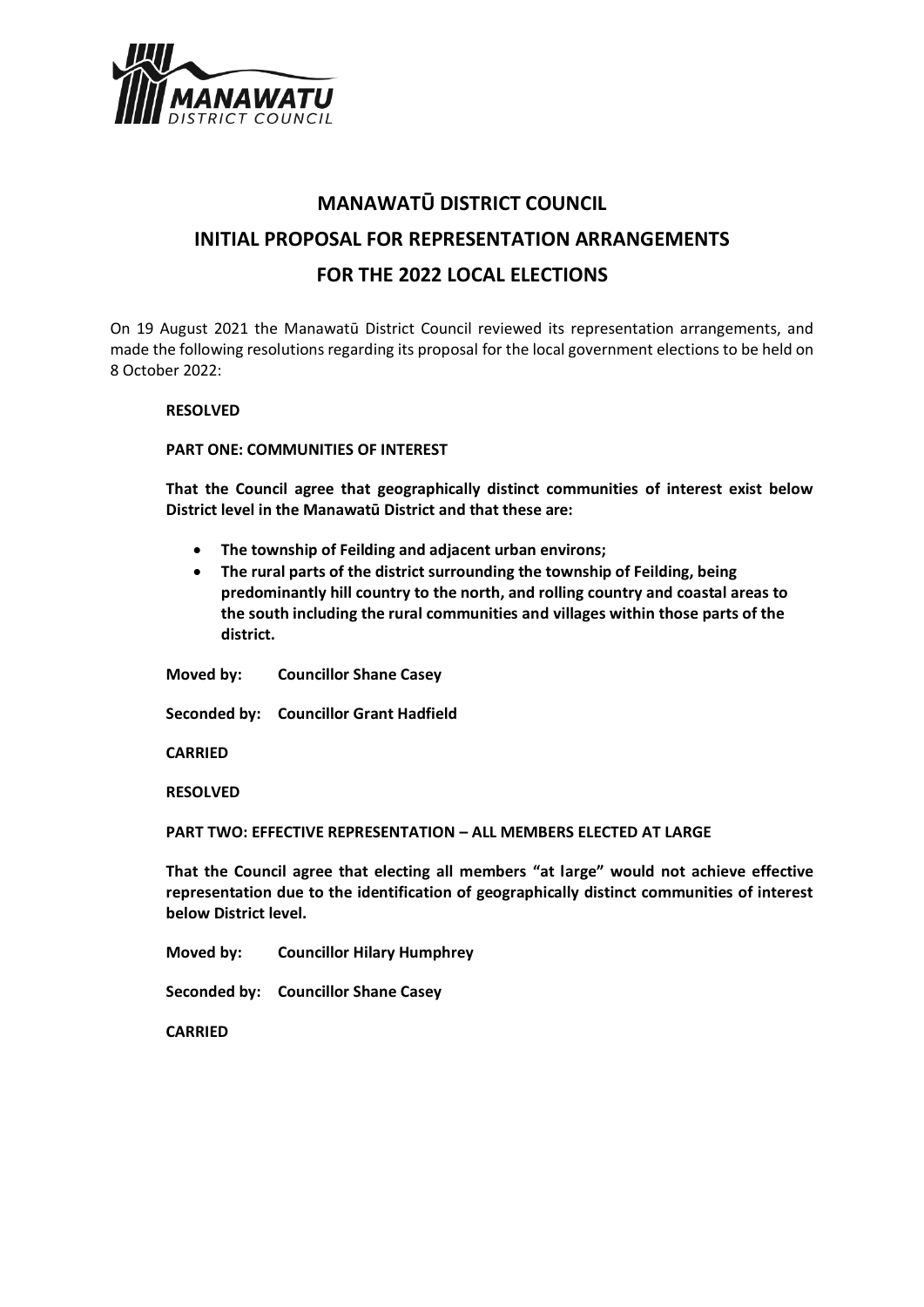# MANAWATŪ DISTRICT COUNCIL

# INITIAL PROPOSAL FOR REPRESENTATION ARRANGEMENTS

# FOR THE 2022 LOCAL ELECTIONS

On 19 August 2021 the Manawatū District Council reviewed its representation arrangements, and made the following resolutions regarding its proposal for the local government elections to be held on 8 October 2022:

**RESOLVED**

**PART ONE: COMMUNITIES OF INTEREST**

**That the Council agree that geographically distinct communities of interest exist below District level in the Manawatū District and that these are:**

- **The township of Feilding and adjacent urban environs;**
- **The rural parts of the district surrounding the township of Feilding, being predominantly hill country to the north, and rolling country and coastal areas to the south including the rural communities and villages within those parts of the district.**

**Moved by: Councillor Shane Casey**

**Seconded by: Councillor Grant Hadfield**

**CARRIED**

**RESOLVED**

**PART TWO: EFFECTIVE REPRESENTATION – ALL MEMBERS ELECTED AT LARGE**

**That the Council agree that electing all members "at large" would not achieve effective representation due to the identification of geographically distinct communities of interest below District level.**

**Moved by: Councillor Hilary Humphrey**

**Seconded by: Councillor Shane Casey**

**CARRIED**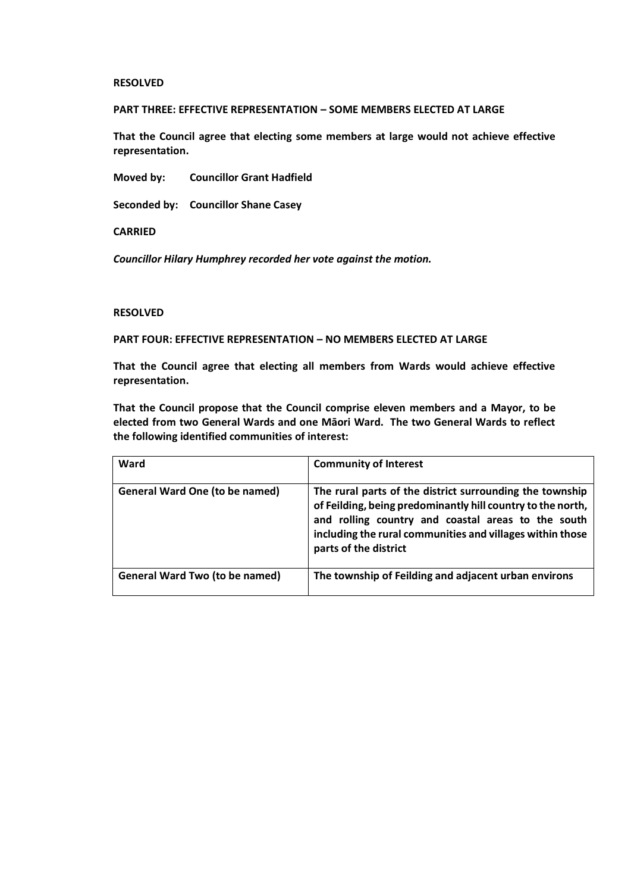**RESOLVED**

**PART THREE: EFFECTIVE REPRESENTATION – SOME MEMBERS ELECTED AT LARGE**

**That the Council agree that electing some members at large would not achieve effective representation.**

**Moved by:** **Councillor Grant Hadfield**

**Seconded by:** **Councillor Shane Casey**

**CARRIED**

***Councillor Hilary Humphrey recorded her vote against the motion.***

**RESOLVED**

**PART FOUR: EFFECTIVE REPRESENTATION – NO MEMBERS ELECTED AT LARGE**

**That the Council agree that electing all members from Wards would achieve effective representation.**

**That the Council propose that the Council comprise eleven members and a Mayor, to be elected from two General Wards and one Māori Ward. The two General Wards to reflect the following identified communities of interest:**

| Ward | Community of Interest |
|---|---|
| **General Ward One (to be named)** | **The rural parts of the district surrounding the township of Feilding, being predominantly hill country to the north, and rolling country and coastal areas to the south including the rural communities and villages within those parts of the district** |
| **General Ward Two (to be named)** | **The township of Feilding and adjacent urban environs** |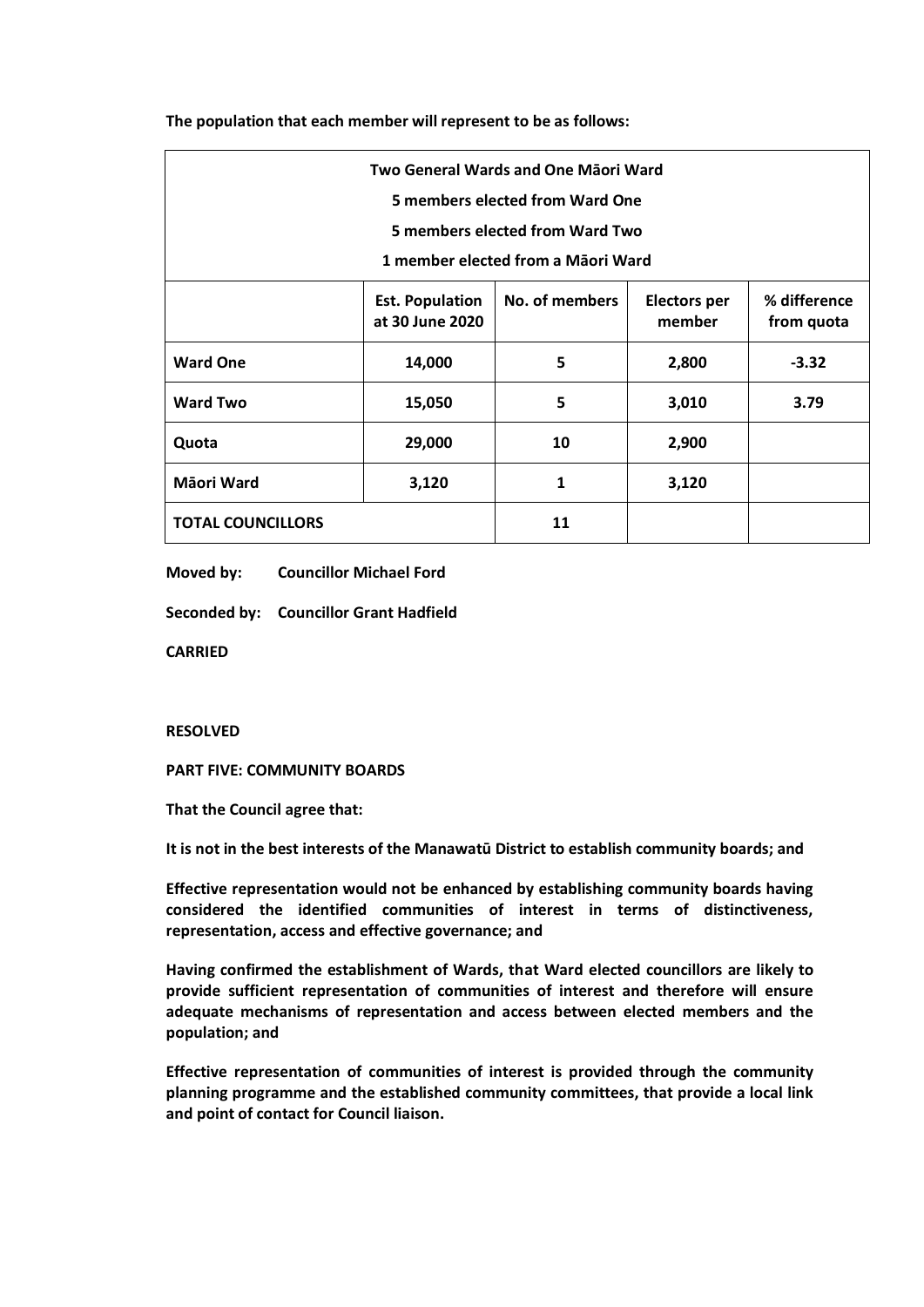**The population that each member will represent to be as follows:**

| Two General Wards and One Māori Ward<br>5 members elected from Ward One<br>5 members elected from Ward Two<br>1 member elected from a Māori Ward | | | | |
|---|---|---|---|---|
| | **Est. Population at 30 June 2020** | **No. of members** | **Electors per member** | **% difference from quota** |
| **Ward One** | **14,000** | **5** | **2,800** | **-3.32** |
| **Ward Two** | **15,050** | **5** | **3,010** | **3.79** |
| **Quota** | **29,000** | **10** | **2,900** | |
| **Māori Ward** | **3,120** | **1** | **3,120** | |
| **TOTAL COUNCILLORS** | | **11** | | |

**Moved by: Councillor Michael Ford**

**Seconded by: Councillor Grant Hadfield**

**CARRIED**

**RESOLVED**

**PART FIVE: COMMUNITY BOARDS**

**That the Council agree that:**

**It is not in the best interests of the Manawatū District to establish community boards; and**

**Effective representation would not be enhanced by establishing community boards having considered the identified communities of interest in terms of distinctiveness, representation, access and effective governance; and**

**Having confirmed the establishment of Wards, that Ward elected councillors are likely to provide sufficient representation of communities of interest and therefore will ensure adequate mechanisms of representation and access between elected members and the population; and**

**Effective representation of communities of interest is provided through the community planning programme and the established community committees, that provide a local link and point of contact for Council liaison.**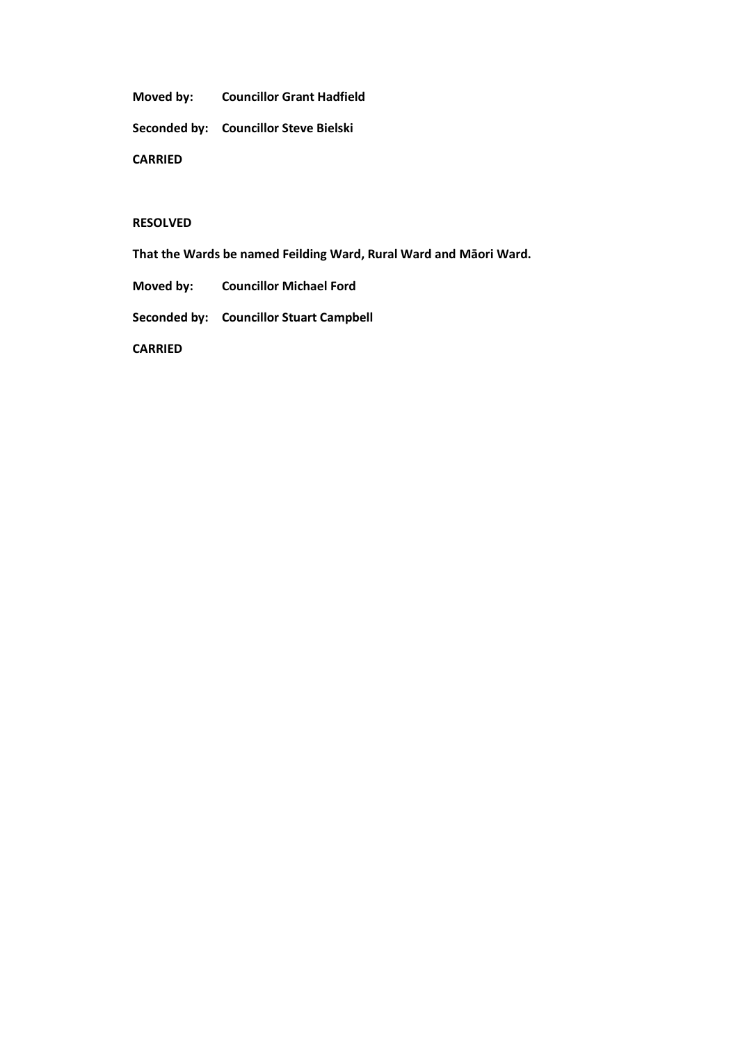**Moved by:** **Councillor Grant Hadfield**

**Seconded by:** **Councillor Steve Bielski**

**CARRIED**

**RESOLVED**

**That the Wards be named Feilding Ward, Rural Ward and Māori Ward.**

**Moved by:** **Councillor Michael Ford**

**Seconded by:** **Councillor Stuart Campbell**

**CARRIED**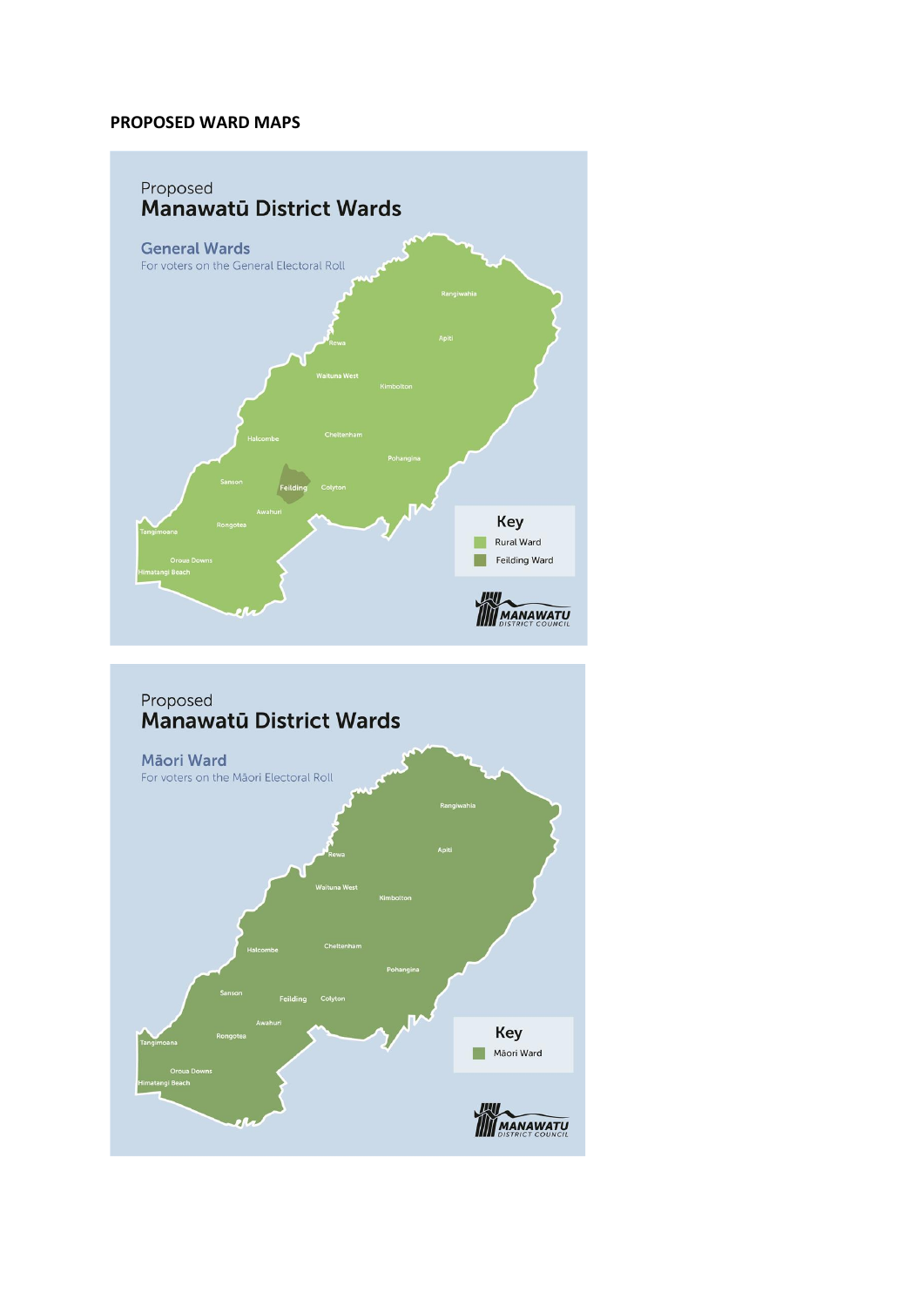**PROPOSED WARD MAPS**

Proposed
Manawatū District Wards

General Wards
For voters on the General Electoral Roll

Rangiwahia
Apiti
Rewa
Waituna West
Kimbolton
Halcombe
Cheltenham
Pohangina
Sanson
Feilding
Colyton
Awahuri
Rongotea
Tangimoana
Oroua Downs
Himatangi Beach

Key
Rural Ward
Feilding Ward

MANAWATU DISTRICT COUNCIL

Proposed
Manawatū District Wards

Māori Ward
For voters on the Māori Electoral Roll

Rangiwahia
Apiti
Rewa
Waituna West
Kimbolton
Halcombe
Cheltenham
Pohangina
Sanson
Feilding
Colyton
Awahuri
Rongotea
Tangimoana
Oroua Downs
Himatangi Beach

Key
Māori Ward

MANAWATU DISTRICT COUNCIL